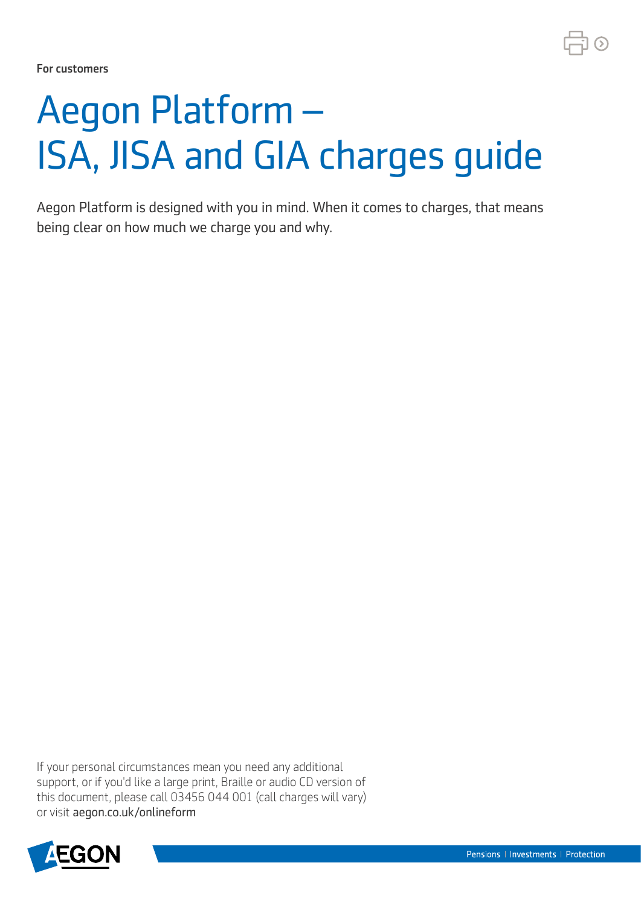For customers

# Aegon Platform – ISA, JISA and GIA charges guide

Aegon Platform is designed with you in mind. When it comes to charges, that means being clear on how much we charge you and why.

If your personal circumstances mean you need any additional support, or if you'd like a large print, Braille or audio CD version of this document, please call 03456 044 001 (call charges will vary) or visit aegon.co.uk/onlineform

Pensions | Investments | Protection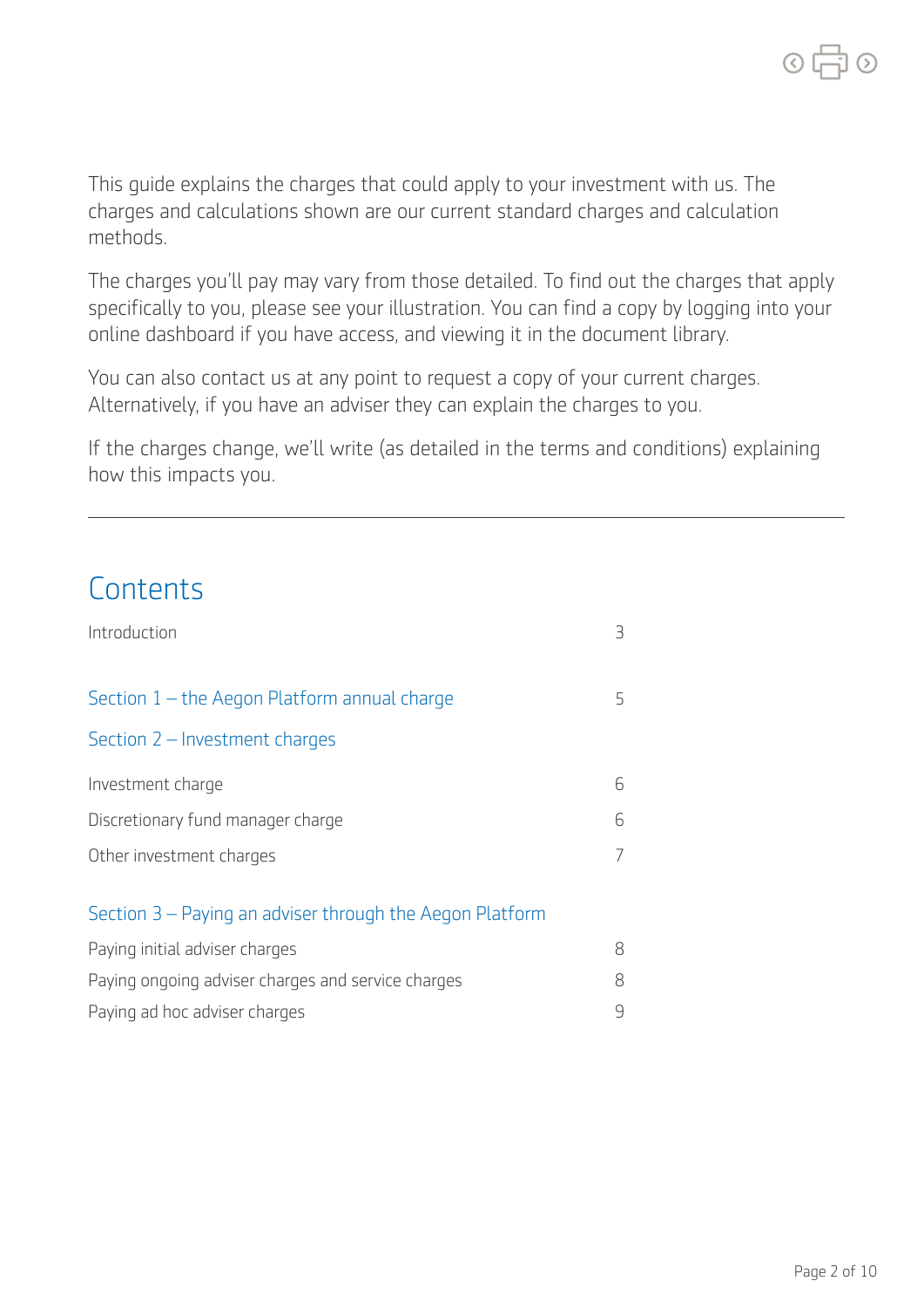This guide explains the charges that could apply to your investment with us. The charges and calculations shown are our current standard charges and calculation methods.

The charges you'll pay may vary from those detailed. To find out the charges that apply specifically to you, please see your illustration. You can find a copy by logging into your online dashboard if you have access, and viewing it in the document library.

You can also contact us at any point to request a copy of your current charges. Alternatively, if you have an adviser they can explain the charges to you.

If the charges change, we'll write (as detailed in the terms and conditions) explaining how this impacts you.

---

## Contents

| | |
|---|---|
| Introduction | 3 |
| **Section 1 – the Aegon Platform annual charge** | 5 |
| **Section 2 – Investment charges** | |
| Investment charge | 6 |
| Discretionary fund manager charge | 6 |
| Other investment charges | 7 |
| **Section 3 – Paying an adviser through the Aegon Platform** | |
| Paying initial adviser charges | 8 |
| Paying ongoing adviser charges and service charges | 8 |
| Paying ad hoc adviser charges | 9 |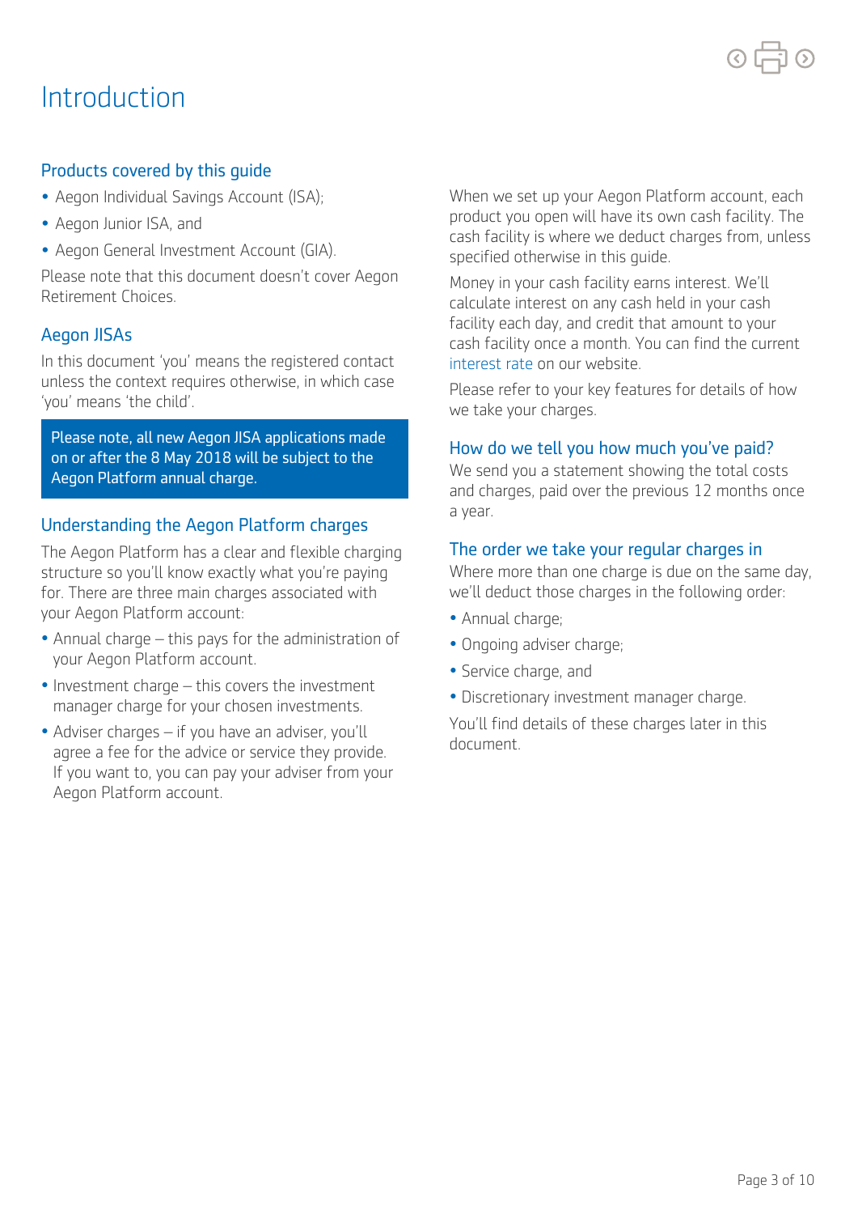# Introduction

## Products covered by this guide

- Aegon Individual Savings Account (ISA);
- Aegon Junior ISA, and
- Aegon General Investment Account (GIA).

Please note that this document doesn't cover Aegon Retirement Choices.

## Aegon JISAs

In this document 'you' means the registered contact unless the context requires otherwise, in which case 'you' means 'the child'.

Please note, all new Aegon JISA applications made on or after the 8 May 2018 will be subject to the Aegon Platform annual charge.

## Understanding the Aegon Platform charges

The Aegon Platform has a clear and flexible charging structure so you'll know exactly what you're paying for. There are three main charges associated with your Aegon Platform account:

- Annual charge – this pays for the administration of your Aegon Platform account.
- Investment charge – this covers the investment manager charge for your chosen investments.
- Adviser charges – if you have an adviser, you'll agree a fee for the advice or service they provide. If you want to, you can pay your adviser from your Aegon Platform account.

When we set up your Aegon Platform account, each product you open will have its own cash facility. The cash facility is where we deduct charges from, unless specified otherwise in this guide.

Money in your cash facility earns interest. We'll calculate interest on any cash held in your cash facility each day, and credit that amount to your cash facility once a month. You can find the current interest rate on our website.

Please refer to your key features for details of how we take your charges.

## How do we tell you how much you've paid?

We send you a statement showing the total costs and charges, paid over the previous 12 months once a year.

## The order we take your regular charges in

Where more than one charge is due on the same day, we'll deduct those charges in the following order:

- Annual charge;
- Ongoing adviser charge;
- Service charge, and
- Discretionary investment manager charge.

You'll find details of these charges later in this document.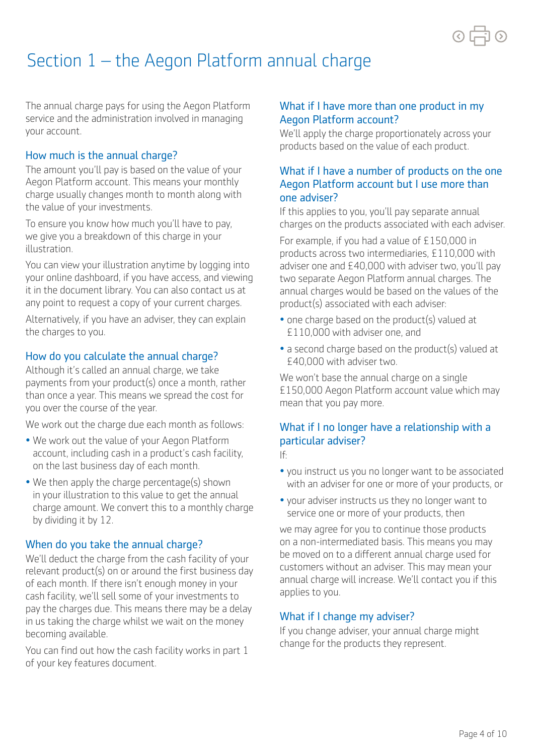# Section 1 – the Aegon Platform annual charge

The annual charge pays for using the Aegon Platform service and the administration involved in managing your account.

## How much is the annual charge?

The amount you'll pay is based on the value of your Aegon Platform account. This means your monthly charge usually changes month to month along with the value of your investments.

To ensure you know how much you'll have to pay, we give you a breakdown of this charge in your illustration.

You can view your illustration anytime by logging into your online dashboard, if you have access, and viewing it in the document library. You can also contact us at any point to request a copy of your current charges.

Alternatively, if you have an adviser, they can explain the charges to you.

## How do you calculate the annual charge?

Although it's called an annual charge, we take payments from your product(s) once a month, rather than once a year. This means we spread the cost for you over the course of the year.

We work out the charge due each month as follows:

- We work out the value of your Aegon Platform account, including cash in a product's cash facility, on the last business day of each month.
- We then apply the charge percentage(s) shown in your illustration to this value to get the annual charge amount. We convert this to a monthly charge by dividing it by 12.

## When do you take the annual charge?

We'll deduct the charge from the cash facility of your relevant product(s) on or around the first business day of each month. If there isn't enough money in your cash facility, we'll sell some of your investments to pay the charges due. This means there may be a delay in us taking the charge whilst we wait on the money becoming available.

You can find out how the cash facility works in part 1 of your key features document.

## What if I have more than one product in my Aegon Platform account?

We'll apply the charge proportionately across your products based on the value of each product.

## What if I have a number of products on the one Aegon Platform account but I use more than one adviser?

If this applies to you, you'll pay separate annual charges on the products associated with each adviser.

For example, if you had a value of £150,000 in products across two intermediaries, £110,000 with adviser one and £40,000 with adviser two, you'll pay two separate Aegon Platform annual charges. The annual charges would be based on the values of the product(s) associated with each adviser:

- one charge based on the product(s) valued at £110,000 with adviser one, and
- a second charge based on the product(s) valued at £40,000 with adviser two.

We won't base the annual charge on a single £150,000 Aegon Platform account value which may mean that you pay more.

## What if I no longer have a relationship with a particular adviser?

If:

- you instruct us you no longer want to be associated with an adviser for one or more of your products, or
- your adviser instructs us they no longer want to service one or more of your products, then

we may agree for you to continue those products on a non-intermediated basis. This means you may be moved on to a different annual charge used for customers without an adviser. This may mean your annual charge will increase. We'll contact you if this applies to you.

## What if I change my adviser?

If you change adviser, your annual charge might change for the products they represent.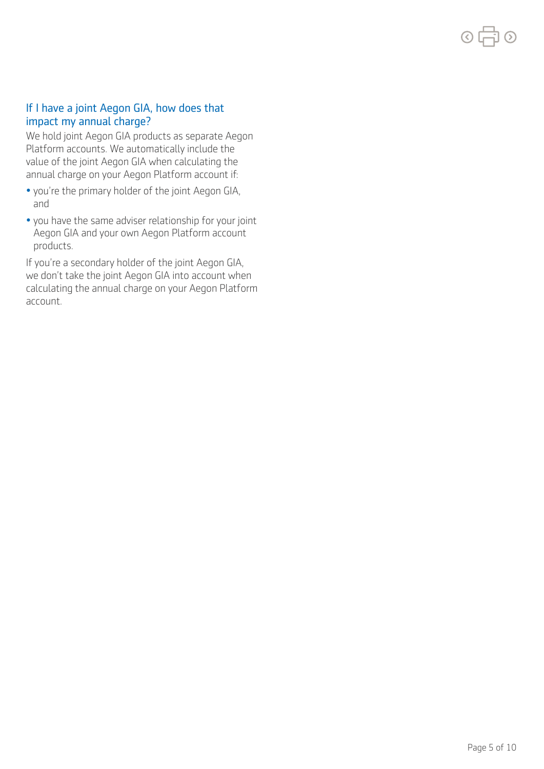### If I have a joint Aegon GIA, how does that impact my annual charge?

We hold joint Aegon GIA products as separate Aegon Platform accounts. We automatically include the value of the joint Aegon GIA when calculating the annual charge on your Aegon Platform account if:

- you're the primary holder of the joint Aegon GIA, and
- you have the same adviser relationship for your joint Aegon GIA and your own Aegon Platform account products.

If you're a secondary holder of the joint Aegon GIA, we don't take the joint Aegon GIA into account when calculating the annual charge on your Aegon Platform account.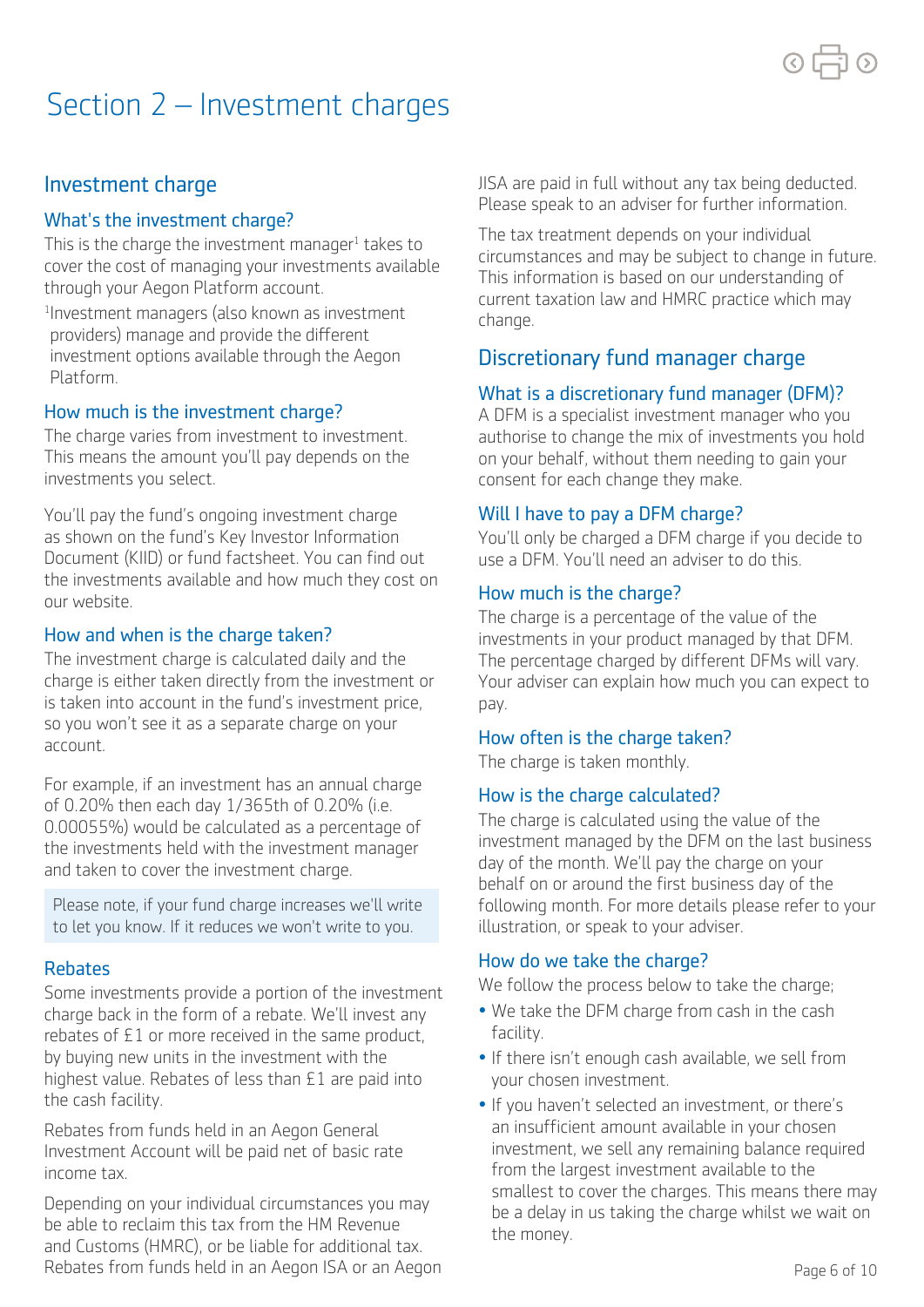# Section 2 – Investment charges

## Investment charge

### What's the investment charge?

This is the charge the investment manager[1] takes to cover the cost of managing your investments available through your Aegon Platform account.

[1]Investment managers (also known as investment providers) manage and provide the different investment options available through the Aegon Platform.

### How much is the investment charge?

The charge varies from investment to investment. This means the amount you'll pay depends on the investments you select.

You'll pay the fund's ongoing investment charge as shown on the fund's Key Investor Information Document (KIID) or fund factsheet. You can find out the investments available and how much they cost on our website.

### How and when is the charge taken?

The investment charge is calculated daily and the charge is either taken directly from the investment or is taken into account in the fund's investment price, so you won't see it as a separate charge on your account.

For example, if an investment has an annual charge of 0.20% then each day 1/365th of 0.20% (i.e. 0.00055%) would be calculated as a percentage of the investments held with the investment manager and taken to cover the investment charge.

Please note, if your fund charge increases we'll write to let you know. If it reduces we won't write to you.

### Rebates

Some investments provide a portion of the investment charge back in the form of a rebate. We'll invest any rebates of £1 or more received in the same product, by buying new units in the investment with the highest value. Rebates of less than £1 are paid into the cash facility.

Rebates from funds held in an Aegon General Investment Account will be paid net of basic rate income tax.

Depending on your individual circumstances you may be able to reclaim this tax from the HM Revenue and Customs (HMRC), or be liable for additional tax. Rebates from funds held in an Aegon ISA or an Aegon JISA are paid in full without any tax being deducted. Please speak to an adviser for further information.

The tax treatment depends on your individual circumstances and may be subject to change in future. This information is based on our understanding of current taxation law and HMRC practice which may change.

## Discretionary fund manager charge

### What is a discretionary fund manager (DFM)?

A DFM is a specialist investment manager who you authorise to change the mix of investments you hold on your behalf, without them needing to gain your consent for each change they make.

### Will I have to pay a DFM charge?

You'll only be charged a DFM charge if you decide to use a DFM. You'll need an adviser to do this.

### How much is the charge?

The charge is a percentage of the value of the investments in your product managed by that DFM. The percentage charged by different DFMs will vary. Your adviser can explain how much you can expect to pay.

### How often is the charge taken?

The charge is taken monthly.

### How is the charge calculated?

The charge is calculated using the value of the investment managed by the DFM on the last business day of the month. We'll pay the charge on your behalf on or around the first business day of the following month. For more details please refer to your illustration, or speak to your adviser.

### How do we take the charge?

We follow the process below to take the charge;

- We take the DFM charge from cash in the cash facility.
- If there isn't enough cash available, we sell from your chosen investment.
- If you haven't selected an investment, or there's an insufficient amount available in your chosen investment, we sell any remaining balance required from the largest investment available to the smallest to cover the charges. This means there may be a delay in us taking the charge whilst we wait on the money.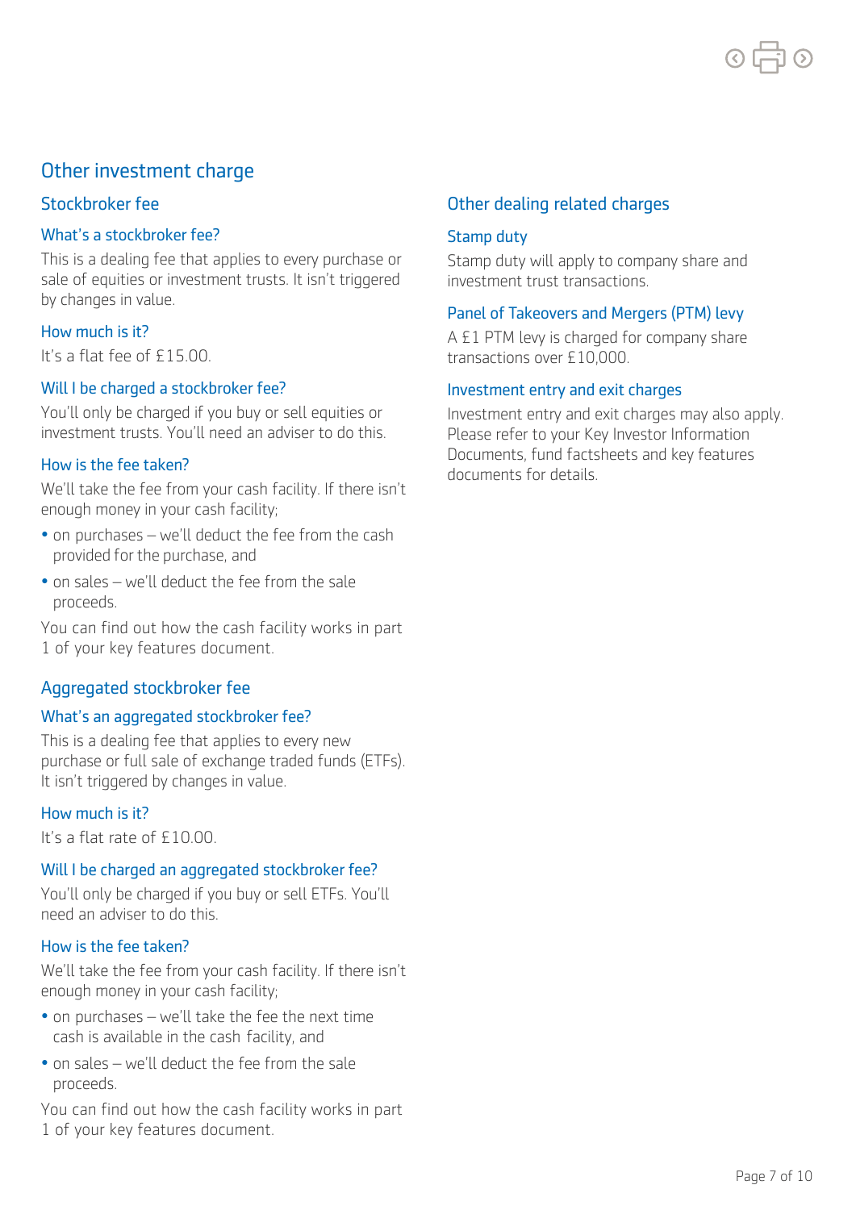# Other investment charge

## Stockbroker fee

### What's a stockbroker fee?

This is a dealing fee that applies to every purchase or sale of equities or investment trusts. It isn't triggered by changes in value.

### How much is it?

It's a flat fee of £15.00.

### Will I be charged a stockbroker fee?

You'll only be charged if you buy or sell equities or investment trusts. You'll need an adviser to do this.

### How is the fee taken?

We'll take the fee from your cash facility. If there isn't enough money in your cash facility;

- on purchases – we'll deduct the fee from the cash provided for the purchase, and
- on sales – we'll deduct the fee from the sale proceeds.

You can find out how the cash facility works in part 1 of your key features document.

## Aggregated stockbroker fee

### What's an aggregated stockbroker fee?

This is a dealing fee that applies to every new purchase or full sale of exchange traded funds (ETFs). It isn't triggered by changes in value.

### How much is it?

It's a flat rate of £10.00.

### Will I be charged an aggregated stockbroker fee?

You'll only be charged if you buy or sell ETFs. You'll need an adviser to do this.

### How is the fee taken?

We'll take the fee from your cash facility. If there isn't enough money in your cash facility;

- on purchases – we'll take the fee the next time cash is available in the cash facility, and
- on sales – we'll deduct the fee from the sale proceeds.

You can find out how the cash facility works in part 1 of your key features document.

## Other dealing related charges

### Stamp duty

Stamp duty will apply to company share and investment trust transactions.

### Panel of Takeovers and Mergers (PTM) levy

A £1 PTM levy is charged for company share transactions over £10,000.

### Investment entry and exit charges

Investment entry and exit charges may also apply. Please refer to your Key Investor Information Documents, fund factsheets and key features documents for details.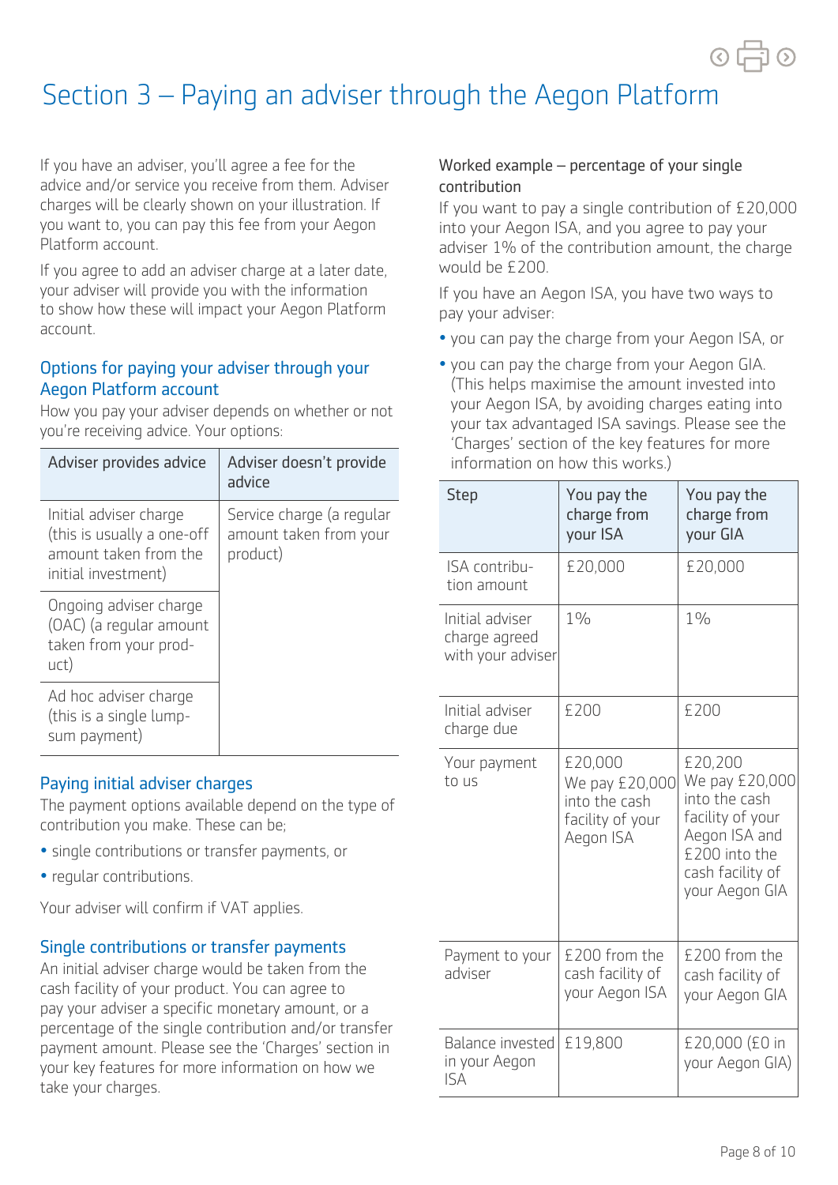# Section 3 – Paying an adviser through the Aegon Platform

If you have an adviser, you'll agree a fee for the advice and/or service you receive from them. Adviser charges will be clearly shown on your illustration. If you want to, you can pay this fee from your Aegon Platform account.

If you agree to add an adviser charge at a later date, your adviser will provide you with the information to show how these will impact your Aegon Platform account.

## Options for paying your adviser through your Aegon Platform account

How you pay your adviser depends on whether or not you're receiving advice. Your options:

| Adviser provides advice | Adviser doesn't provide advice |
|---|---|
| Initial adviser charge (this is usually a one-off amount taken from the initial investment) | Service charge (a regular amount taken from your product) |
| Ongoing adviser charge (OAC) (a regular amount taken from your product) | |
| Ad hoc adviser charge (this is a single lump-sum payment) | |

## Paying initial adviser charges

The payment options available depend on the type of contribution you make. These can be;

- single contributions or transfer payments, or
- regular contributions.

Your adviser will confirm if VAT applies.

## Single contributions or transfer payments

An initial adviser charge would be taken from the cash facility of your product. You can agree to pay your adviser a specific monetary amount, or a percentage of the single contribution and/or transfer payment amount. Please see the 'Charges' section in your key features for more information on how we take your charges.

Worked example – percentage of your single contribution

If you want to pay a single contribution of £20,000 into your Aegon ISA, and you agree to pay your adviser 1% of the contribution amount, the charge would be £200.

If you have an Aegon ISA, you have two ways to pay your adviser:

- you can pay the charge from your Aegon ISA, or
- you can pay the charge from your Aegon GIA. (This helps maximise the amount invested into your Aegon ISA, by avoiding charges eating into your tax advantaged ISA savings. Please see the 'Charges' section of the key features for more information on how this works.)

| Step | You pay the charge from your ISA | You pay the charge from your GIA |
|---|---|---|
| ISA contribution amount | £20,000 | £20,000 |
| Initial adviser charge agreed with your adviser | 1% | 1% |
| Initial adviser charge due | £200 | £200 |
| Your payment to us | £20,000 We pay £20,000 into the cash facility of your Aegon ISA | £20,200 We pay £20,000 into the cash facility of your Aegon ISA and £200 into the cash facility of your Aegon GIA |
| Payment to your adviser | £200 from the cash facility of your Aegon ISA | £200 from the cash facility of your Aegon GIA |
| Balance invested in your Aegon ISA | £19,800 | £20,000 (£0 in your Aegon GIA) |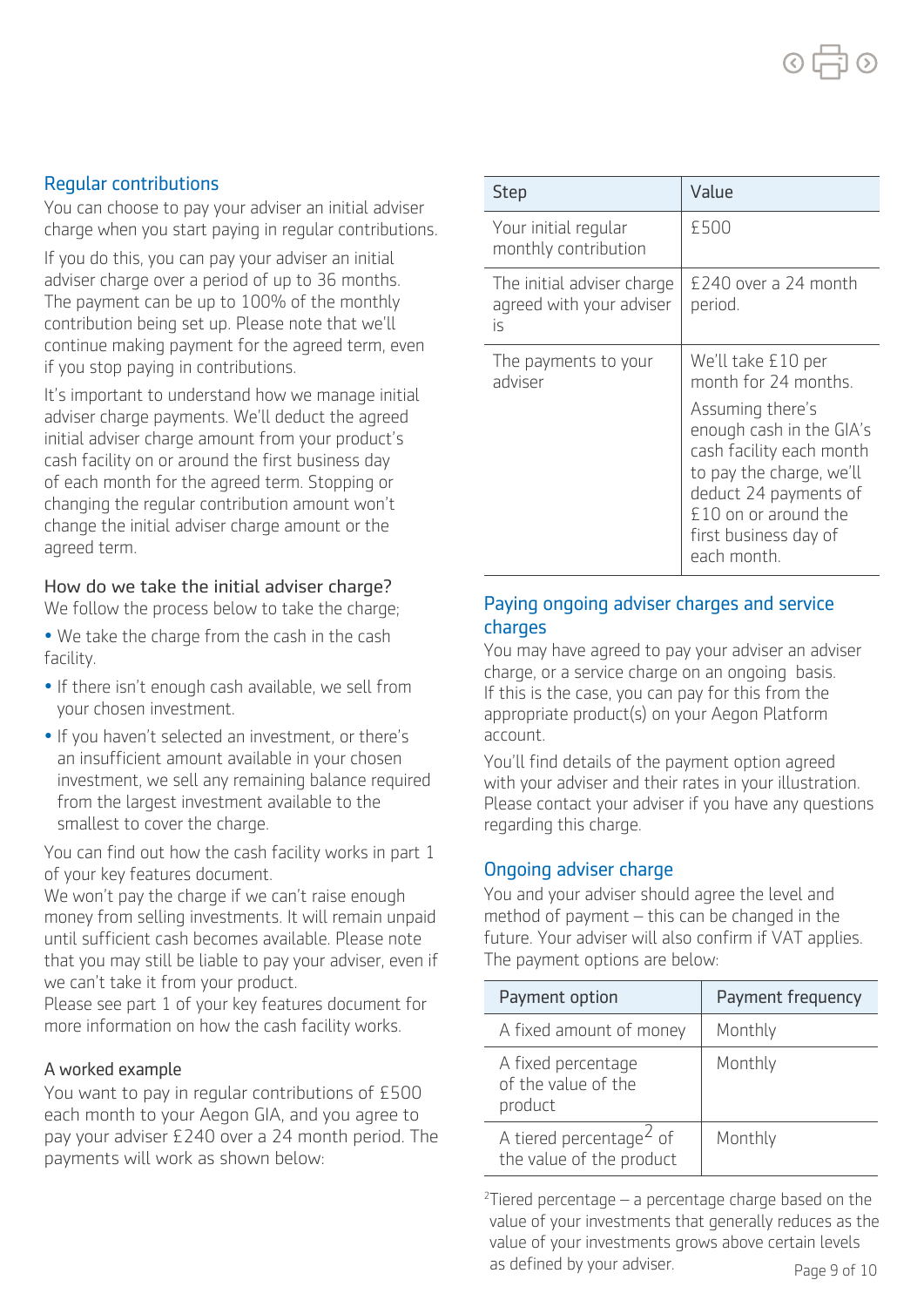## Regular contributions

You can choose to pay your adviser an initial adviser charge when you start paying in regular contributions.

If you do this, you can pay your adviser an initial adviser charge over a period of up to 36 months. The payment can be up to 100% of the monthly contribution being set up. Please note that we'll continue making payment for the agreed term, even if you stop paying in contributions.

It's important to understand how we manage initial adviser charge payments. We'll deduct the agreed initial adviser charge amount from your product's cash facility on or around the first business day of each month for the agreed term. Stopping or changing the regular contribution amount won't change the initial adviser charge amount or the agreed term.

### How do we take the initial adviser charge?

We follow the process below to take the charge;

- We take the charge from the cash in the cash facility.
- If there isn't enough cash available, we sell from your chosen investment.
- If you haven't selected an investment, or there's an insufficient amount available in your chosen investment, we sell any remaining balance required from the largest investment available to the smallest to cover the charge.

You can find out how the cash facility works in part 1 of your key features document.

We won't pay the charge if we can't raise enough money from selling investments. It will remain unpaid until sufficient cash becomes available. Please note that you may still be liable to pay your adviser, even if we can't take it from your product.

Please see part 1 of your key features document for more information on how the cash facility works.

### A worked example

You want to pay in regular contributions of £500 each month to your Aegon GIA, and you agree to pay your adviser £240 over a 24 month period. The payments will work as shown below:

| Step | Value |
|---|---|
| Your initial regular monthly contribution | £500 |
| The initial adviser charge agreed with your adviser is | £240 over a 24 month period. |
| The payments to your adviser | We'll take £10 per month for 24 months. Assuming there's enough cash in the GIA's cash facility each month to pay the charge, we'll deduct 24 payments of £10 on or around the first business day of each month. |

## Paying ongoing adviser charges and service charges

You may have agreed to pay your adviser an adviser charge, or a service charge on an ongoing basis. If this is the case, you can pay for this from the appropriate product(s) on your Aegon Platform account.

You'll find details of the payment option agreed with your adviser and their rates in your illustration. Please contact your adviser if you have any questions regarding this charge.

## Ongoing adviser charge

You and your adviser should agree the level and method of payment – this can be changed in the future. Your adviser will also confirm if VAT applies. The payment options are below:

| Payment option | Payment frequency |
|---|---|
| A fixed amount of money | Monthly |
| A fixed percentage of the value of the product | Monthly |
| A tiered percentage[2] of the value of the product | Monthly |

[2]Tiered percentage – a percentage charge based on the value of your investments that generally reduces as the value of your investments grows above certain levels as defined by your adviser.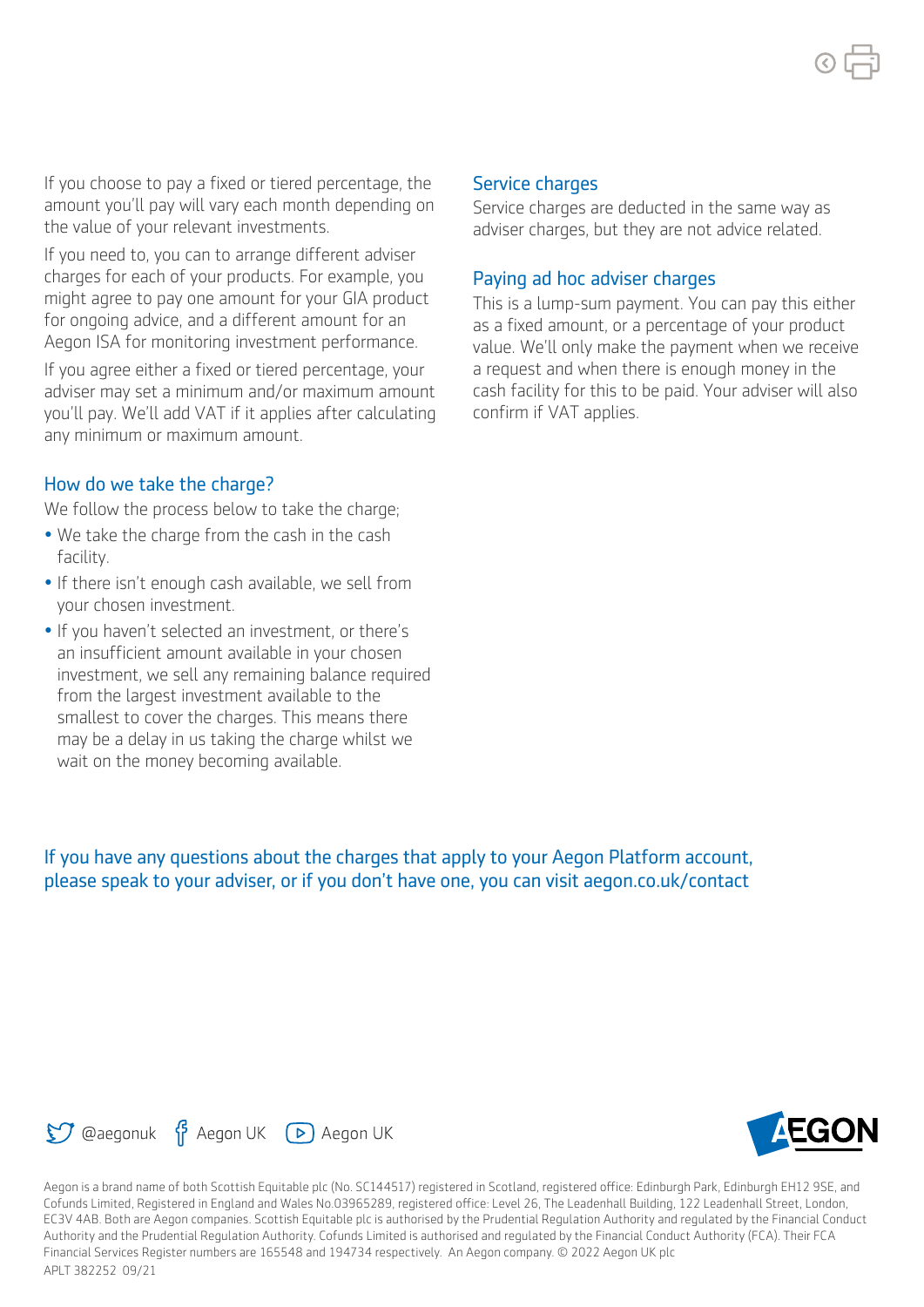If you choose to pay a fixed or tiered percentage, the amount you'll pay will vary each month depending on the value of your relevant investments.

If you need to, you can to arrange different adviser charges for each of your products. For example, you might agree to pay one amount for your GIA product for ongoing advice, and a different amount for an Aegon ISA for monitoring investment performance.

If you agree either a fixed or tiered percentage, your adviser may set a minimum and/or maximum amount you'll pay. We'll add VAT if it applies after calculating any minimum or maximum amount.

## How do we take the charge?

We follow the process below to take the charge;

- We take the charge from the cash in the cash facility.
- If there isn't enough cash available, we sell from your chosen investment.
- If you haven't selected an investment, or there's an insufficient amount available in your chosen investment, we sell any remaining balance required from the largest investment available to the smallest to cover the charges. This means there may be a delay in us taking the charge whilst we wait on the money becoming available.

## Service charges

Service charges are deducted in the same way as adviser charges, but they are not advice related.

## Paying ad hoc adviser charges

This is a lump-sum payment. You can pay this either as a fixed amount, or a percentage of your product value. We'll only make the payment when we receive a request and when there is enough money in the cash facility for this to be paid. Your adviser will also confirm if VAT applies.

**If you have any questions about the charges that apply to your Aegon Platform account, please speak to your adviser, or if you don't have one, you can visit aegon.co.uk/contact**

@aegonuk Aegon UK Aegon UK

Aegon is a brand name of both Scottish Equitable plc (No. SC144517) registered in Scotland, registered office: Edinburgh Park, Edinburgh EH12 9SE, and Cofunds Limited, Registered in England and Wales No.03965289, registered office: Level 26, The Leadenhall Building, 122 Leadenhall Street, London, EC3V 4AB. Both are Aegon companies. Scottish Equitable plc is authorised by the Prudential Regulation Authority and regulated by the Financial Conduct Authority and the Prudential Regulation Authority. Cofunds Limited is authorised and regulated by the Financial Conduct Authority (FCA). Their FCA Financial Services Register numbers are 165548 and 194734 respectively. An Aegon company. © 2022 Aegon UK plc

APLT 382252 09/21